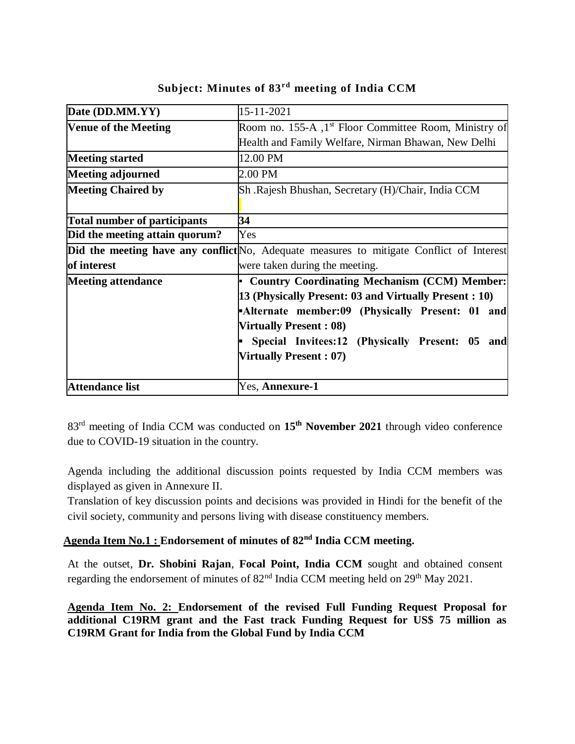**Subject: Minutes of 83rd meeting of India CCM**

| Date (DD.MM.YY) | 15-11-2021 |
|---|---|
| **Venue of the Meeting** | Room no. 155-A ,1st Floor Committee Room, Ministry of Health and Family Welfare, Nirman Bhawan, New Delhi |
| **Meeting started** | 12.00 PM |
| **Meeting adjourned** | 2.00 PM |
| **Meeting Chaired by** | Sh .Rajesh Bhushan, Secretary (H)/Chair, India CCM |
| **Total number of participants** | **34** |
| **Did the meeting attain quorum?** | Yes |
| **Did the meeting have any conflict of interest** | No, Adequate measures to mitigate Conflict of Interest were taken during the meeting. |
| **Meeting attendance** | ▪ **Country Coordinating Mechanism (CCM) Member: 13 (Physically Present: 03 and Virtually Present : 10)** <br> ▪ **Alternate member:09 (Physically Present: 01 and Virtually Present : 08)** <br> ▪ **Special Invitees:12 (Physically Present: 05 and Virtually Present : 07)** |
| **Attendance list** | Yes, **Annexure-1** |

83rd meeting of India CCM was conducted on **15th November 2021** through video conference due to COVID-19 situation in the country.

Agenda including the additional discussion points requested by India CCM members was displayed as given in Annexure II.

Translation of key discussion points and decisions was provided in Hindi for the benefit of the civil society, community and persons living with disease constituency members.

**Agenda Item No.1 : Endorsement of minutes of 82nd India CCM meeting.**

At the outset, **Dr. Shobini Rajan**, **Focal Point, India CCM** sought and obtained consent regarding the endorsement of minutes of 82nd India CCM meeting held on 29th May 2021.

**Agenda Item No. 2: Endorsement of the revised Full Funding Request Proposal for additional C19RM grant and the Fast track Funding Request for US$ 75 million as C19RM Grant for India from the Global Fund by India CCM**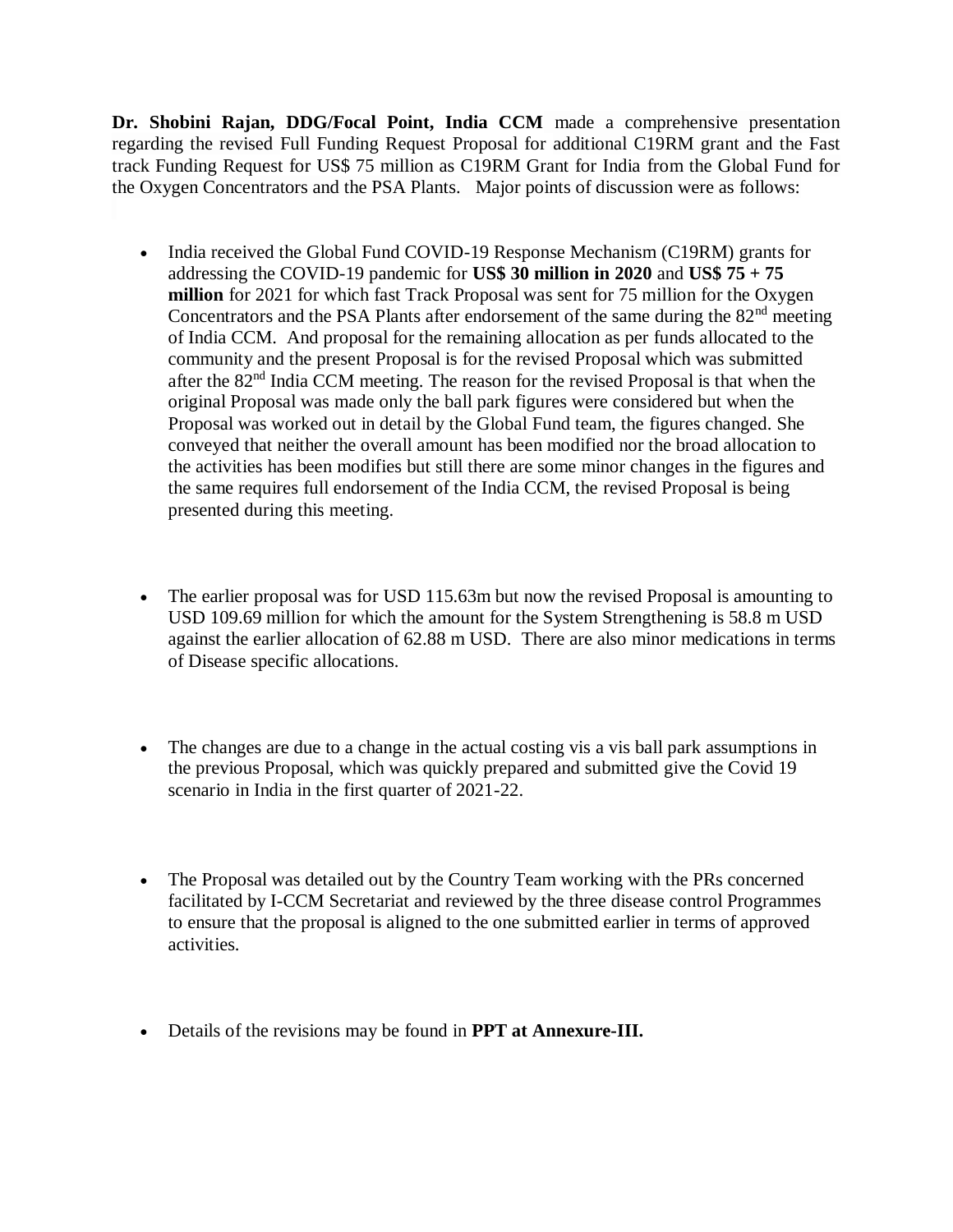**Dr. Shobini Rajan, DDG/Focal Point, India CCM** made a comprehensive presentation regarding the revised Full Funding Request Proposal for additional C19RM grant and the Fast track Funding Request for US$ 75 million as C19RM Grant for India from the Global Fund for the Oxygen Concentrators and the PSA Plants. Major points of discussion were as follows:

- India received the Global Fund COVID-19 Response Mechanism (C19RM) grants for addressing the COVID-19 pandemic for **US$ 30 million in 2020** and **US$ 75 + 75 million** for 2021 for which fast Track Proposal was sent for 75 million for the Oxygen Concentrators and the PSA Plants after endorsement of the same during the 82nd meeting of India CCM. And proposal for the remaining allocation as per funds allocated to the community and the present Proposal is for the revised Proposal which was submitted after the 82nd India CCM meeting. The reason for the revised Proposal is that when the original Proposal was made only the ball park figures were considered but when the Proposal was worked out in detail by the Global Fund team, the figures changed. She conveyed that neither the overall amount has been modified nor the broad allocation to the activities has been modifies but still there are some minor changes in the figures and the same requires full endorsement of the India CCM, the revised Proposal is being presented during this meeting.

- The earlier proposal was for USD 115.63m but now the revised Proposal is amounting to USD 109.69 million for which the amount for the System Strengthening is 58.8 m USD against the earlier allocation of 62.88 m USD. There are also minor medications in terms of Disease specific allocations.

- The changes are due to a change in the actual costing vis a vis ball park assumptions in the previous Proposal, which was quickly prepared and submitted give the Covid 19 scenario in India in the first quarter of 2021-22.

- The Proposal was detailed out by the Country Team working with the PRs concerned facilitated by I-CCM Secretariat and reviewed by the three disease control Programmes to ensure that the proposal is aligned to the one submitted earlier in terms of approved activities.

- Details of the revisions may be found in **PPT at Annexure-III.**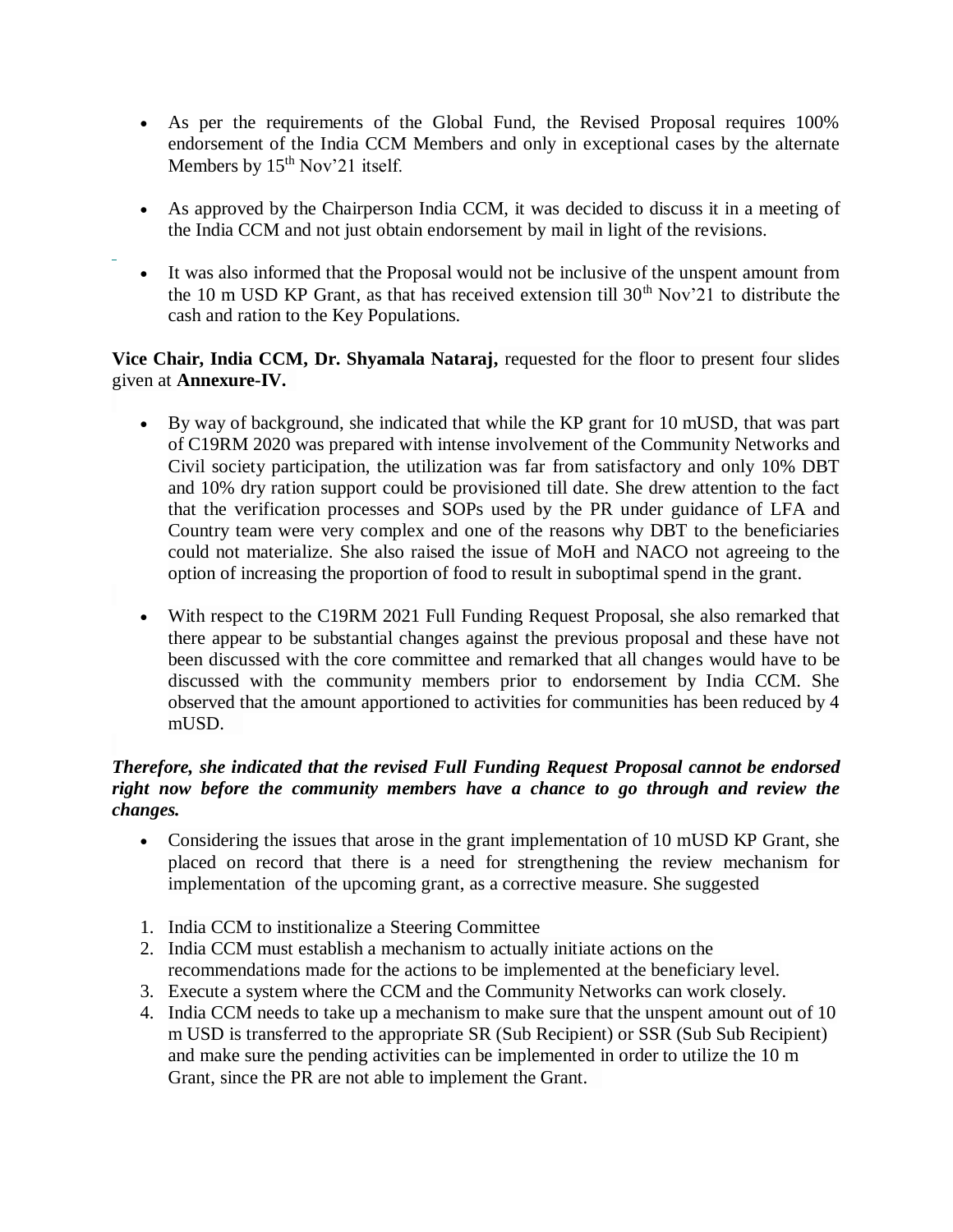- As per the requirements of the Global Fund, the Revised Proposal requires 100% endorsement of the India CCM Members and only in exceptional cases by the alternate Members by 15th Nov'21 itself.

- As approved by the Chairperson India CCM, it was decided to discuss it in a meeting of the India CCM and not just obtain endorsement by mail in light of the revisions.

- It was also informed that the Proposal would not be inclusive of the unspent amount from the 10 m USD KP Grant, as that has received extension till 30th Nov'21 to distribute the cash and ration to the Key Populations.

**Vice Chair, India CCM, Dr. Shyamala Nataraj,** requested for the floor to present four slides given at **Annexure-IV.**

- By way of background, she indicated that while the KP grant for 10 mUSD, that was part of C19RM 2020 was prepared with intense involvement of the Community Networks and Civil society participation, the utilization was far from satisfactory and only 10% DBT and 10% dry ration support could be provisioned till date. She drew attention to the fact that the verification processes and SOPs used by the PR under guidance of LFA and Country team were very complex and one of the reasons why DBT to the beneficiaries could not materialize. She also raised the issue of MoH and NACO not agreeing to the option of increasing the proportion of food to result in suboptimal spend in the grant.

- With respect to the C19RM 2021 Full Funding Request Proposal, she also remarked that there appear to be substantial changes against the previous proposal and these have not been discussed with the core committee and remarked that all changes would have to be discussed with the community members prior to endorsement by India CCM. She observed that the amount apportioned to activities for communities has been reduced by 4 mUSD.

***Therefore, she indicated that the revised Full Funding Request Proposal cannot be endorsed right now before the community members have a chance to go through and review the changes.***

- Considering the issues that arose in the grant implementation of 10 mUSD KP Grant, she placed on record that there is a need for strengthening the review mechanism for implementation of the upcoming grant, as a corrective measure. She suggested

1. India CCM to institionalize a Steering Committee
2. India CCM must establish a mechanism to actually initiate actions on the recommendations made for the actions to be implemented at the beneficiary level.
3. Execute a system where the CCM and the Community Networks can work closely.
4. India CCM needs to take up a mechanism to make sure that the unspent amount out of 10 m USD is transferred to the appropriate SR (Sub Recipient) or SSR (Sub Sub Recipient) and make sure the pending activities can be implemented in order to utilize the 10 m Grant, since the PR are not able to implement the Grant.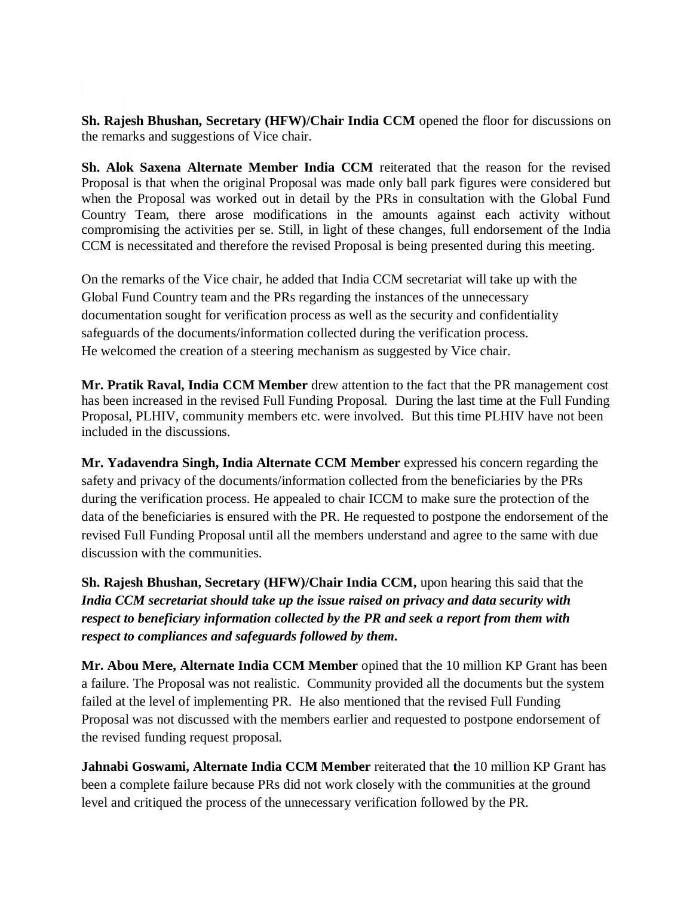**Sh. Rajesh Bhushan, Secretary (HFW)/Chair India CCM** opened the floor for discussions on the remarks and suggestions of Vice chair.

**Sh. Alok Saxena Alternate Member India CCM** reiterated that the reason for the revised Proposal is that when the original Proposal was made only ball park figures were considered but when the Proposal was worked out in detail by the PRs in consultation with the Global Fund Country Team, there arose modifications in the amounts against each activity without compromising the activities per se. Still, in light of these changes, full endorsement of the India CCM is necessitated and therefore the revised Proposal is being presented during this meeting.

On the remarks of the Vice chair, he added that India CCM secretariat will take up with the Global Fund Country team and the PRs regarding the instances of the unnecessary documentation sought for verification process as well as the security and confidentiality safeguards of the documents/information collected during the verification process. He welcomed the creation of a steering mechanism as suggested by Vice chair.

**Mr. Pratik Raval, India CCM Member** drew attention to the fact that the PR management cost has been increased in the revised Full Funding Proposal. During the last time at the Full Funding Proposal, PLHIV, community members etc. were involved. But this time PLHIV have not been included in the discussions.

**Mr. Yadavendra Singh, India Alternate CCM Member** expressed his concern regarding the safety and privacy of the documents/information collected from the beneficiaries by the PRs during the verification process. He appealed to chair ICCM to make sure the protection of the data of the beneficiaries is ensured with the PR. He requested to postpone the endorsement of the revised Full Funding Proposal until all the members understand and agree to the same with due discussion with the communities.

**Sh. Rajesh Bhushan, Secretary (HFW)/Chair India CCM,** upon hearing this said that the ***India CCM secretariat should take up the issue raised on privacy and data security with respect to beneficiary information collected by the PR and seek a report from them with respect to compliances and safeguards followed by them.***

**Mr. Abou Mere, Alternate India CCM Member** opined that the 10 million KP Grant has been a failure. The Proposal was not realistic. Community provided all the documents but the system failed at the level of implementing PR. He also mentioned that the revised Full Funding Proposal was not discussed with the members earlier and requested to postpone endorsement of the revised funding request proposal.

**Jahnabi Goswami, Alternate India CCM Member** reiterated that the 10 million KP Grant has been a complete failure because PRs did not work closely with the communities at the ground level and critiqued the process of the unnecessary verification followed by the PR.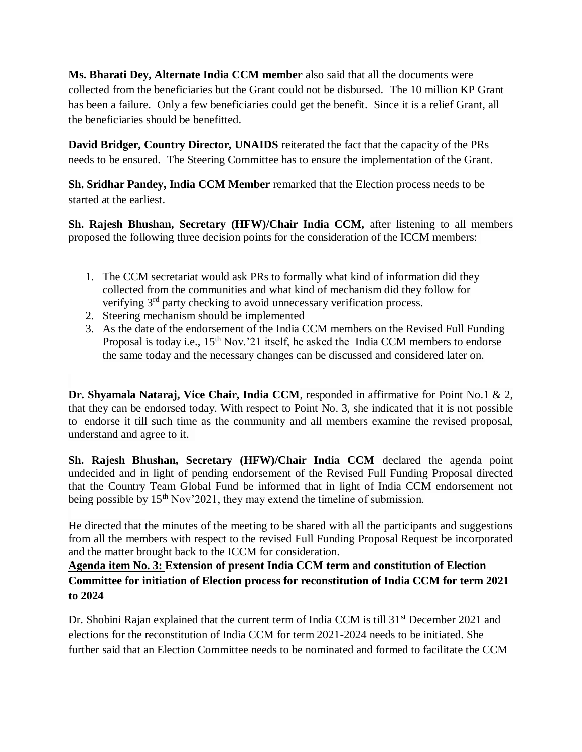**Ms. Bharati Dey, Alternate India CCM member** also said that all the documents were collected from the beneficiaries but the Grant could not be disbursed. The 10 million KP Grant has been a failure. Only a few beneficiaries could get the benefit. Since it is a relief Grant, all the beneficiaries should be benefitted.

**David Bridger, Country Director, UNAIDS** reiterated the fact that the capacity of the PRs needs to be ensured. The Steering Committee has to ensure the implementation of the Grant.

**Sh. Sridhar Pandey, India CCM Member** remarked that the Election process needs to be started at the earliest.

**Sh. Rajesh Bhushan, Secretary (HFW)/Chair India CCM,** after listening to all members proposed the following three decision points for the consideration of the ICCM members:

1. The CCM secretariat would ask PRs to formally what kind of information did they collected from the communities and what kind of mechanism did they follow for verifying 3rd party checking to avoid unnecessary verification process.
2. Steering mechanism should be implemented
3. As the date of the endorsement of the India CCM members on the Revised Full Funding Proposal is today i.e., 15th Nov.'21 itself, he asked the India CCM members to endorse the same today and the necessary changes can be discussed and considered later on.

**Dr. Shyamala Nataraj, Vice Chair, India CCM**, responded in affirmative for Point No.1 & 2, that they can be endorsed today. With respect to Point No. 3, she indicated that it is not possible to endorse it till such time as the community and all members examine the revised proposal, understand and agree to it.

**Sh. Rajesh Bhushan, Secretary (HFW)/Chair India CCM** declared the agenda point undecided and in light of pending endorsement of the Revised Full Funding Proposal directed that the Country Team Global Fund be informed that in light of India CCM endorsement not being possible by 15th Nov'2021, they may extend the timeline of submission.

He directed that the minutes of the meeting to be shared with all the participants and suggestions from all the members with respect to the revised Full Funding Proposal Request be incorporated and the matter brought back to the ICCM for consideration.

**<u>Agenda item No. 3:</u> Extension of present India CCM term and constitution of Election Committee for initiation of Election process for reconstitution of India CCM for term 2021 to 2024**

Dr. Shobini Rajan explained that the current term of India CCM is till 31st December 2021 and elections for the reconstitution of India CCM for term 2021-2024 needs to be initiated. She further said that an Election Committee needs to be nominated and formed to facilitate the CCM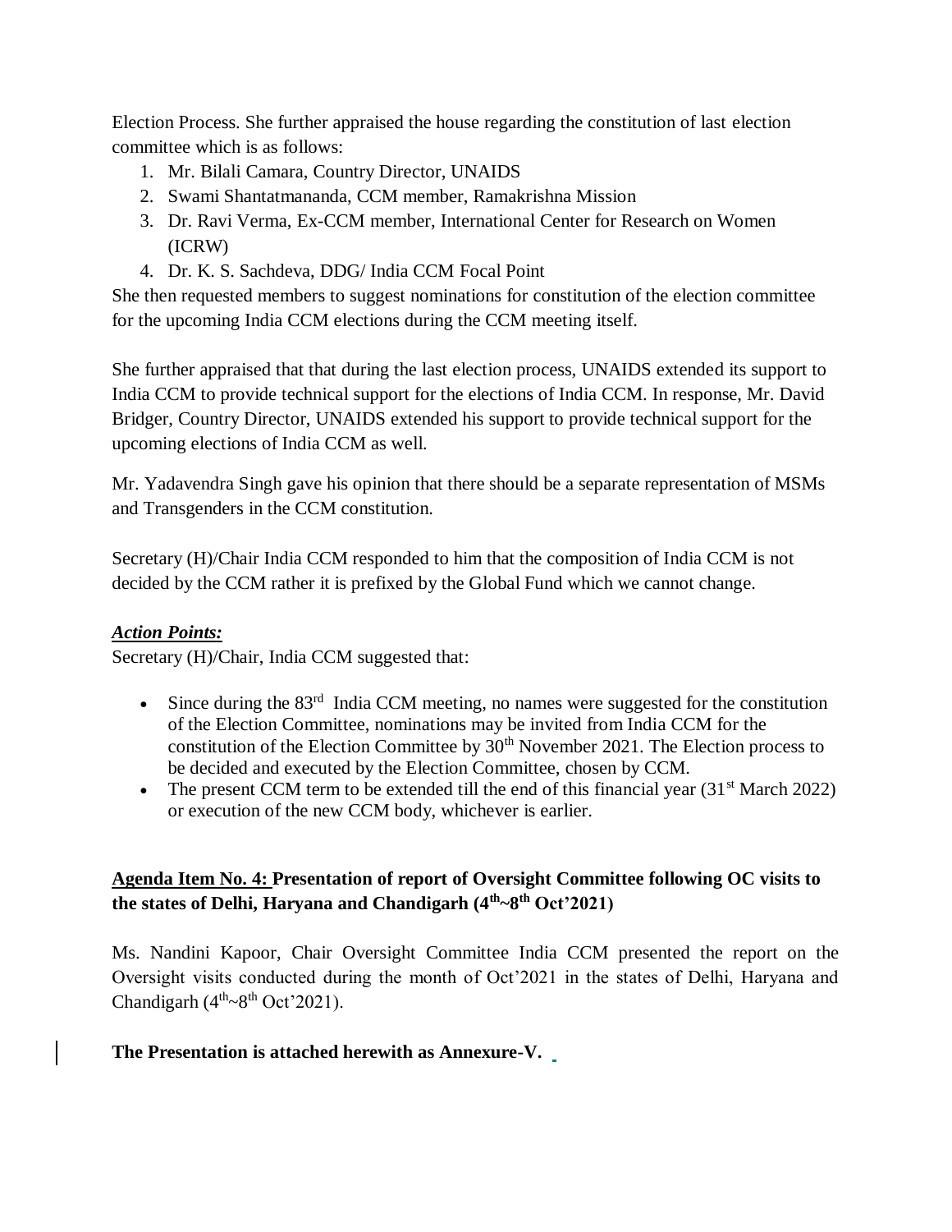Election Process. She further appraised the house regarding the constitution of last election committee which is as follows:

1. Mr. Bilali Camara, Country Director, UNAIDS
2. Swami Shantatmananda, CCM member, Ramakrishna Mission
3. Dr. Ravi Verma, Ex-CCM member, International Center for Research on Women (ICRW)
4. Dr. K. S. Sachdeva, DDG/ India CCM Focal Point

She then requested members to suggest nominations for constitution of the election committee for the upcoming India CCM elections during the CCM meeting itself.

She further appraised that that during the last election process, UNAIDS extended its support to India CCM to provide technical support for the elections of India CCM. In response, Mr. David Bridger, Country Director, UNAIDS extended his support to provide technical support for the upcoming elections of India CCM as well.

Mr. Yadavendra Singh gave his opinion that there should be a separate representation of MSMs and Transgenders in the CCM constitution.

Secretary (H)/Chair India CCM responded to him that the composition of India CCM is not decided by the CCM rather it is prefixed by the Global Fund which we cannot change.

***Action Points:***

Secretary (H)/Chair, India CCM suggested that:

- Since during the 83rd India CCM meeting, no names were suggested for the constitution of the Election Committee, nominations may be invited from India CCM for the constitution of the Election Committee by 30th November 2021. The Election process to be decided and executed by the Election Committee, chosen by CCM.
- The present CCM term to be extended till the end of this financial year (31st March 2022) or execution of the new CCM body, whichever is earlier.

**Agenda Item No. 4: Presentation of report of Oversight Committee following OC visits to the states of Delhi, Haryana and Chandigarh (4th~8th Oct'2021)**

Ms. Nandini Kapoor, Chair Oversight Committee India CCM presented the report on the Oversight visits conducted during the month of Oct'2021 in the states of Delhi, Haryana and Chandigarh (4th~8th Oct'2021).

**The Presentation is attached herewith as Annexure-V.**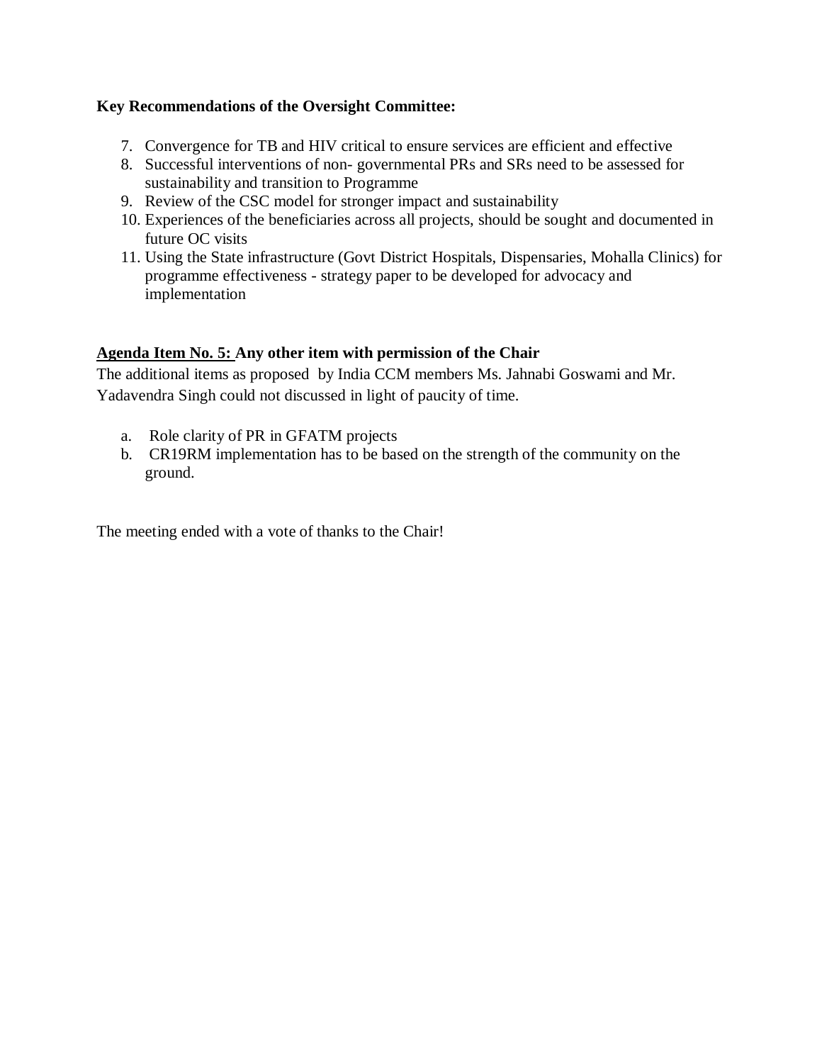**Key Recommendations of the Oversight Committee:**

7. Convergence for TB and HIV critical to ensure services are efficient and effective
8. Successful interventions of non- governmental PRs and SRs need to be assessed for sustainability and transition to Programme
9. Review of the CSC model for stronger impact and sustainability
10. Experiences of the beneficiaries across all projects, should be sought and documented in future OC visits
11. Using the State infrastructure (Govt District Hospitals, Dispensaries, Mohalla Clinics) for programme effectiveness - strategy paper to be developed for advocacy and implementation

**<u>Agenda Item No. 5:</u> Any other item with permission of the Chair**

The additional items as proposed by India CCM members Ms. Jahnabi Goswami and Mr. Yadavendra Singh could not discussed in light of paucity of time.

a. Role clarity of PR in GFATM projects
b. CR19RM implementation has to be based on the strength of the community on the ground.

The meeting ended with a vote of thanks to the Chair!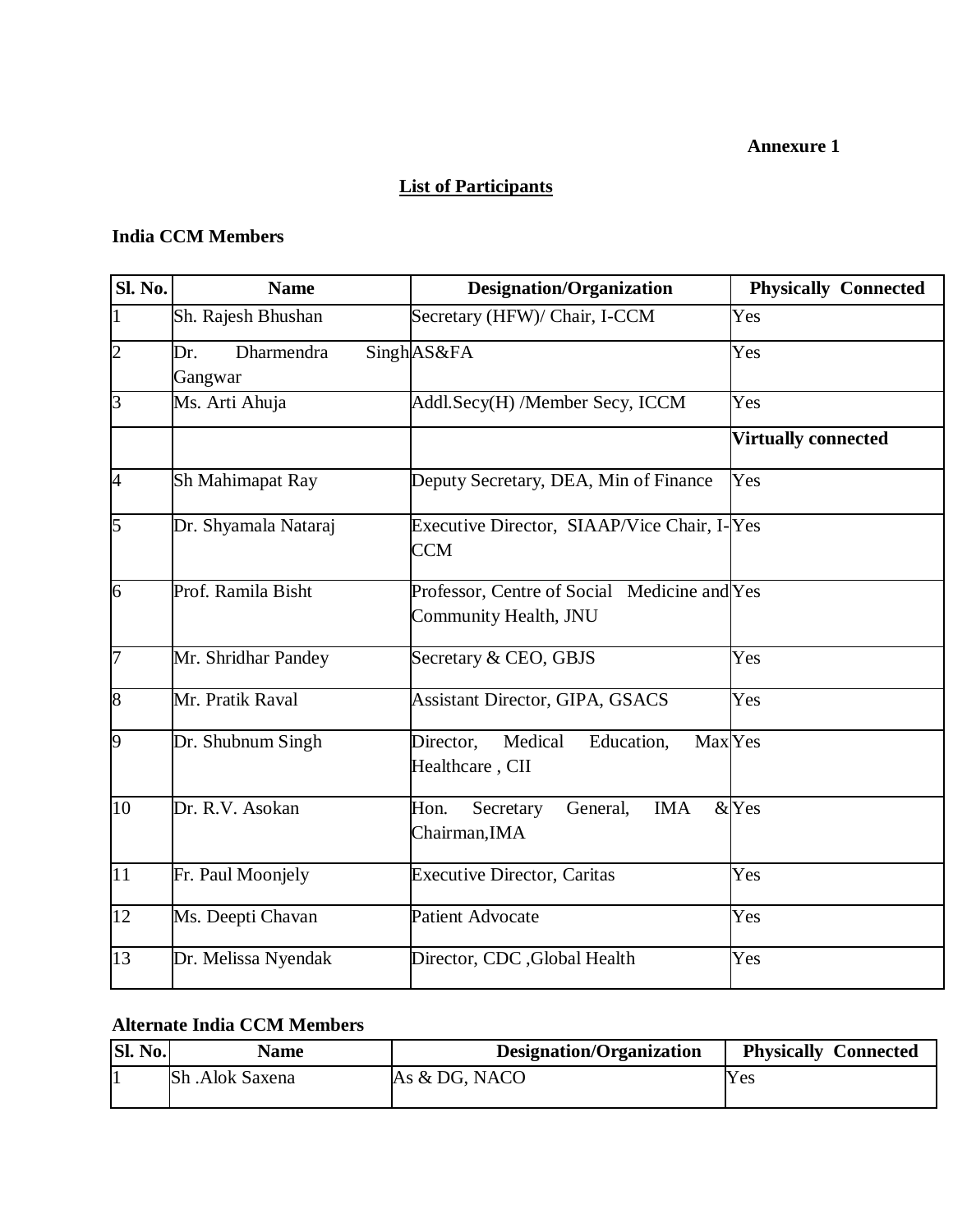**Annexure 1**

## List of Participants

### India CCM Members

| Sl. No. | Name | Designation/Organization | Physically Connected |
|---|---|---|---|
| 1 | Sh. Rajesh Bhushan | Secretary (HFW)/ Chair, I-CCM | Yes |
| 2 | Dr. Dharmendra Singh Gangwar | AS&FA | Yes |
| 3 | Ms. Arti Ahuja | Addl.Secy(H) /Member Secy, ICCM | Yes |
| | | | **Virtually connected** |
| 4 | Sh Mahimapat Ray | Deputy Secretary, DEA, Min of Finance | Yes |
| 5 | Dr. Shyamala Nataraj | Executive Director, SIAAP/Vice Chair, I-CCM | Yes |
| 6 | Prof. Ramila Bisht | Professor, Centre of Social Medicine and Community Health, JNU | Yes |
| 7 | Mr. Shridhar Pandey | Secretary & CEO, GBJS | Yes |
| 8 | Mr. Pratik Raval | Assistant Director, GIPA, GSACS | Yes |
| 9 | Dr. Shubnum Singh | Director, Medical Education, Max Healthcare , CII | Yes |
| 10 | Dr. R.V. Asokan | Hon. Secretary General, IMA & Chairman,IMA | Yes |
| 11 | Fr. Paul Moonjely | Executive Director, Caritas | Yes |
| 12 | Ms. Deepti Chavan | Patient Advocate | Yes |
| 13 | Dr. Melissa Nyendak | Director, CDC ,Global Health | Yes |

### Alternate India CCM Members

| Sl. No. | Name | Designation/Organization | Physically Connected |
|---|---|---|---|
| 1 | Sh .Alok Saxena | As & DG, NACO | Yes |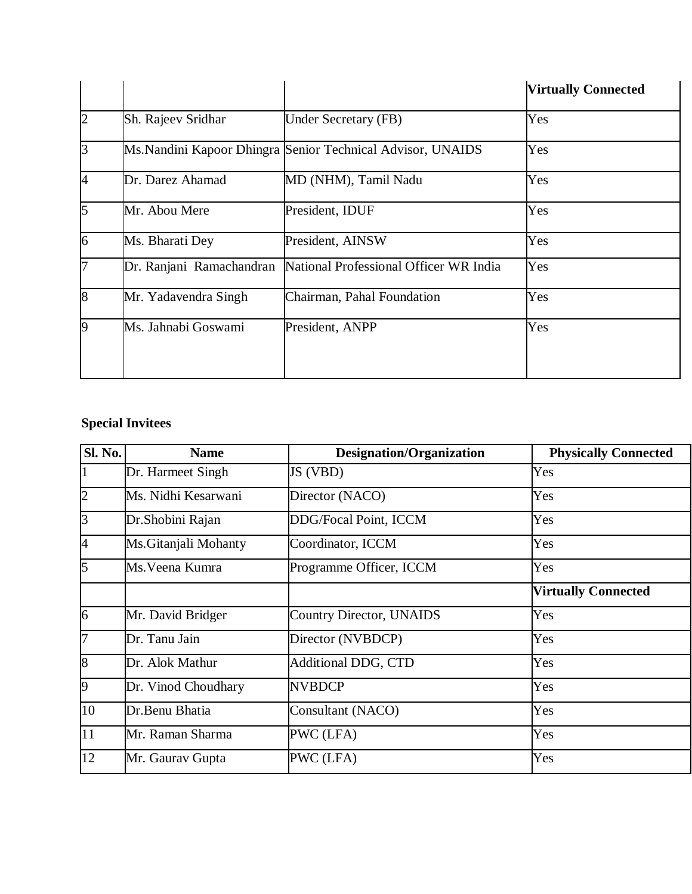| | | | Virtually Connected |
|---|---|---|---|
| 2 | Sh. Rajeev Sridhar | Under Secretary (FB) | Yes |
| 3 | Ms.Nandini Kapoor Dhingra | Senior Technical Advisor, UNAIDS | Yes |
| 4 | Dr. Darez Ahamad | MD (NHM), Tamil Nadu | Yes |
| 5 | Mr. Abou Mere | President, IDUF | Yes |
| 6 | Ms. Bharati Dey | President, AINSW | Yes |
| 7 | Dr. Ranjani Ramachandran | National Professional Officer WR India | Yes |
| 8 | Mr. Yadavendra Singh | Chairman, Pahal Foundation | Yes |
| 9 | Ms. Jahnabi Goswami | President, ANPP | Yes |

**Special Invitees**

| Sl. No. | Name | Designation/Organization | Physically Connected |
|---|---|---|---|
| 1 | Dr. Harmeet Singh | JS (VBD) | Yes |
| 2 | Ms. Nidhi Kesarwani | Director (NACO) | Yes |
| 3 | Dr.Shobini Rajan | DDG/Focal Point, ICCM | Yes |
| 4 | Ms.Gitanjali Mohanty | Coordinator, ICCM | Yes |
| 5 | Ms.Veena Kumra | Programme Officer, ICCM | Yes |
| | | | **Virtually Connected** |
| 6 | Mr. David Bridger | Country Director, UNAIDS | Yes |
| 7 | Dr. Tanu Jain | Director (NVBDCP) | Yes |
| 8 | Dr. Alok Mathur | Additional DDG, CTD | Yes |
| 9 | Dr. Vinod Choudhary | NVBDCP | Yes |
| 10 | Dr.Benu Bhatia | Consultant (NACO) | Yes |
| 11 | Mr. Raman Sharma | PWC (LFA) | Yes |
| 12 | Mr. Gaurav Gupta | PWC (LFA) | Yes |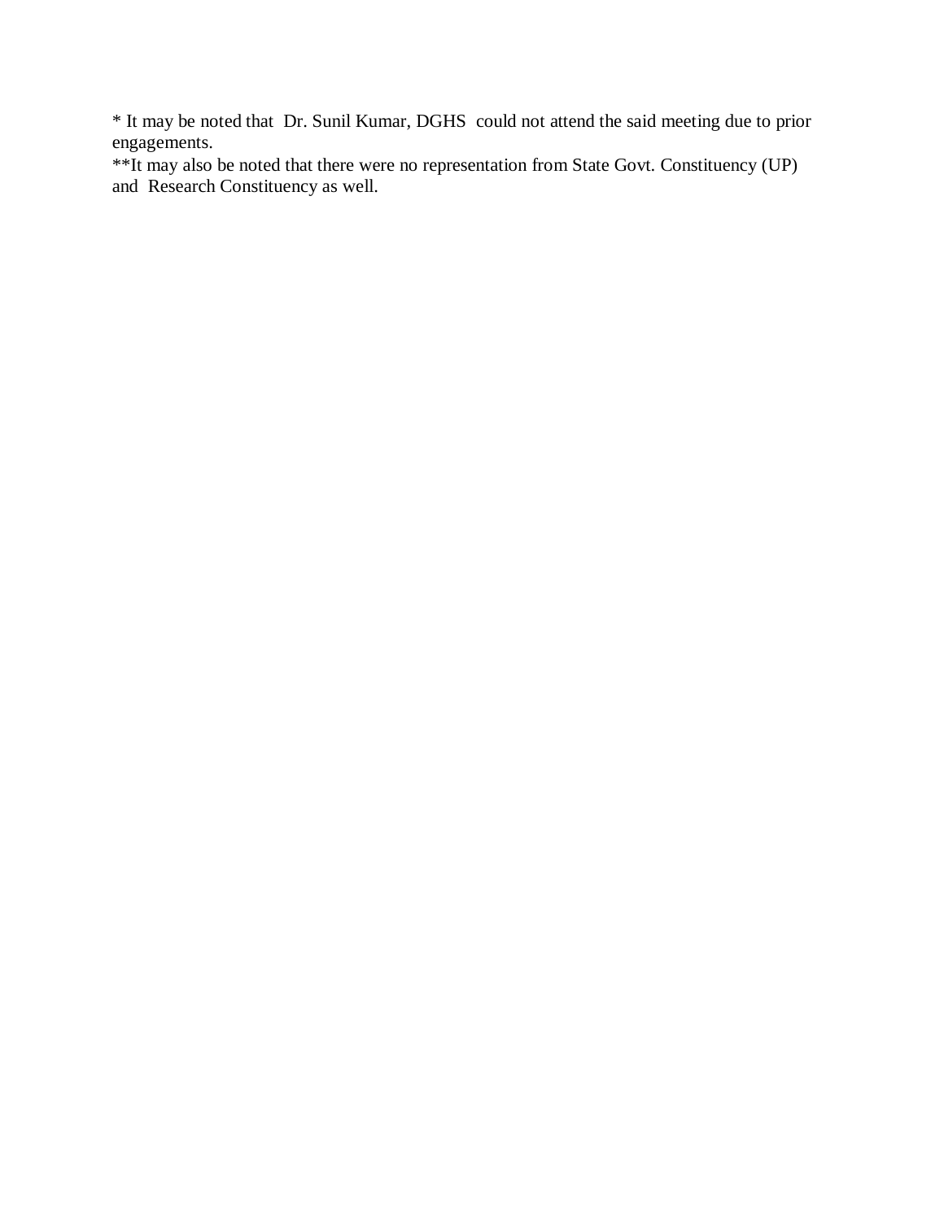* It may be noted that Dr. Sunil Kumar, DGHS could not attend the said meeting due to prior engagements.

**It may also be noted that there were no representation from State Govt. Constituency (UP) and Research Constituency as well.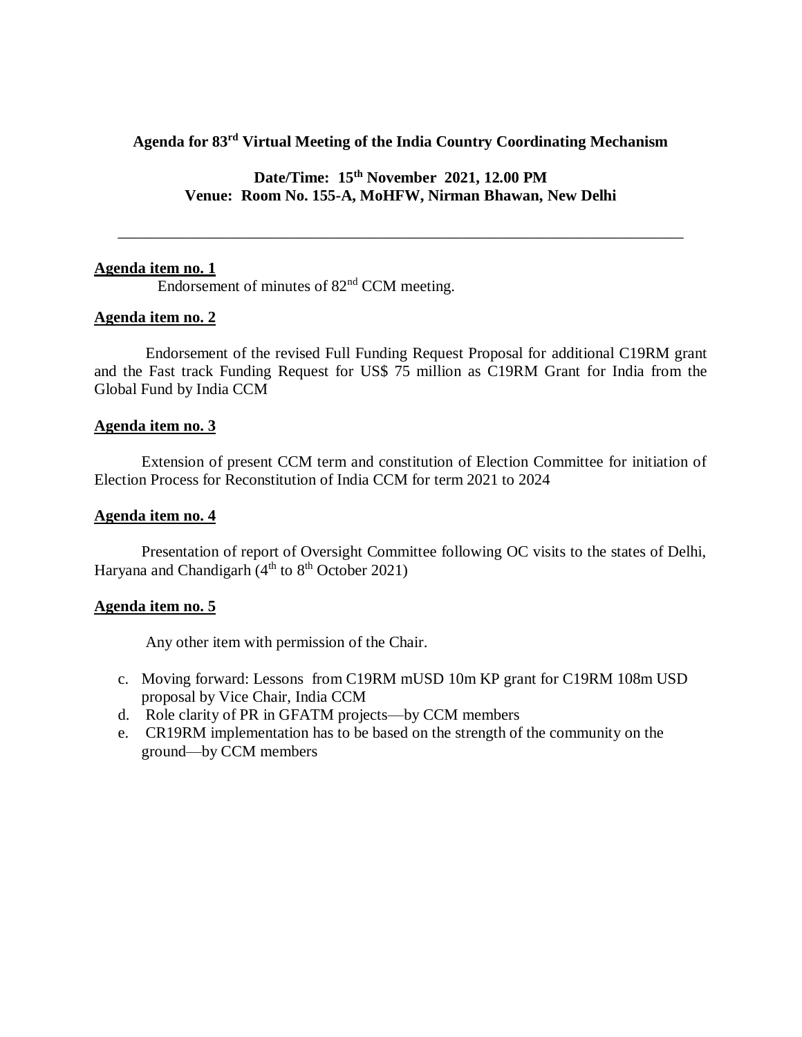**Agenda for 83rd Virtual Meeting of the India Country Coordinating Mechanism**

**Date/Time: 15th November 2021, 12.00 PM**
**Venue: Room No. 155-A, MoHFW, Nirman Bhawan, New Delhi**

---

**Agenda item no. 1**

Endorsement of minutes of 82nd CCM meeting.

**Agenda item no. 2**

Endorsement of the revised Full Funding Request Proposal for additional C19RM grant and the Fast track Funding Request for US$ 75 million as C19RM Grant for India from the Global Fund by India CCM

**Agenda item no. 3**

Extension of present CCM term and constitution of Election Committee for initiation of Election Process for Reconstitution of India CCM for term 2021 to 2024

**Agenda item no. 4**

Presentation of report of Oversight Committee following OC visits to the states of Delhi, Haryana and Chandigarh (4th to 8th October 2021)

**Agenda item no. 5**

Any other item with permission of the Chair.

c. Moving forward: Lessons from C19RM mUSD 10m KP grant for C19RM 108m USD proposal by Vice Chair, India CCM
d. Role clarity of PR in GFATM projects—by CCM members
e. CR19RM implementation has to be based on the strength of the community on the ground—by CCM members